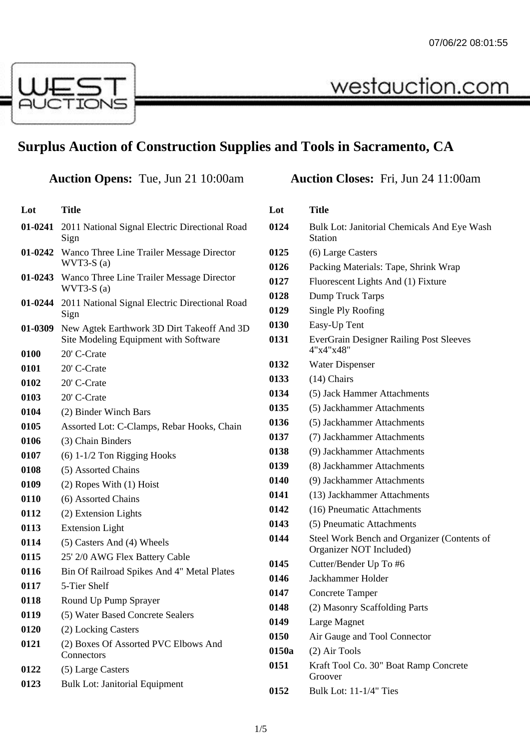# Surplus Auction of Construction Supplies and Tools in Sacramento, CA

**Auction Opens:** Tue, Jun 21 10:00am

**Auction Closes:** Fri, Jun 24 11:00am

| Lot | Title |
|---|---|
| 01-0241 | 2011 National Signal Electric Directional Road Sign |
| 01-0242 | Wanco Three Line Trailer Message Director WVT3-S (a) |
| 01-0243 | Wanco Three Line Trailer Message Director WVT3-S (a) |
| 01-0244 | 2011 National Signal Electric Directional Road Sign |
| 01-0309 | New Agtek Earthwork 3D Dirt Takeoff And 3D Site Modeling Equipment with Software |
| 0100 | 20' C-Crate |
| 0101 | 20' C-Crate |
| 0102 | 20' C-Crate |
| 0103 | 20' C-Crate |
| 0104 | (2) Binder Winch Bars |
| 0105 | Assorted Lot: C-Clamps, Rebar Hooks, Chain |
| 0106 | (3) Chain Binders |
| 0107 | (6) 1-1/2 Ton Rigging Hooks |
| 0108 | (5) Assorted Chains |
| 0109 | (2) Ropes With (1) Hoist |
| 0110 | (6) Assorted Chains |
| 0112 | (2) Extension Lights |
| 0113 | Extension Light |
| 0114 | (5) Casters And (4) Wheels |
| 0115 | 25' 2/0 AWG Flex Battery Cable |
| 0116 | Bin Of Railroad Spikes And 4" Metal Plates |
| 0117 | 5-Tier Shelf |
| 0118 | Round Up Pump Sprayer |
| 0119 | (5) Water Based Concrete Sealers |
| 0120 | (2) Locking Casters |
| 0121 | (2) Boxes Of Assorted PVC Elbows And Connectors |
| 0122 | (5) Large Casters |
| 0123 | Bulk Lot: Janitorial Equipment |
| 0124 | Bulk Lot: Janitorial Chemicals And Eye Wash Station |
| 0125 | (6) Large Casters |
| 0126 | Packing Materials: Tape, Shrink Wrap |
| 0127 | Fluorescent Lights And (1) Fixture |
| 0128 | Dump Truck Tarps |
| 0129 | Single Ply Roofing |
| 0130 | Easy-Up Tent |
| 0131 | EverGrain Designer Railing Post Sleeves 4"x4"x48" |
| 0132 | Water Dispenser |
| 0133 | (14) Chairs |
| 0134 | (5) Jack Hammer Attachments |
| 0135 | (5) Jackhammer Attachments |
| 0136 | (5) Jackhammer Attachments |
| 0137 | (7) Jackhammer Attachments |
| 0138 | (9) Jackhammer Attachments |
| 0139 | (8) Jackhammer Attachments |
| 0140 | (9) Jackhammer Attachments |
| 0141 | (13) Jackhammer Attachments |
| 0142 | (16) Pneumatic Attachments |
| 0143 | (5) Pneumatic Attachments |
| 0144 | Steel Work Bench and Organizer (Contents of Organizer NOT Included) |
| 0145 | Cutter/Bender Up To #6 |
| 0146 | Jackhammer Holder |
| 0147 | Concrete Tamper |
| 0148 | (2) Masonry Scaffolding Parts |
| 0149 | Large Magnet |
| 0150 | Air Gauge and Tool Connector |
| 0150a | (2) Air Tools |
| 0151 | Kraft Tool Co. 30" Boat Ramp Concrete Groover |
| 0152 | Bulk Lot: 11-1/4" Ties |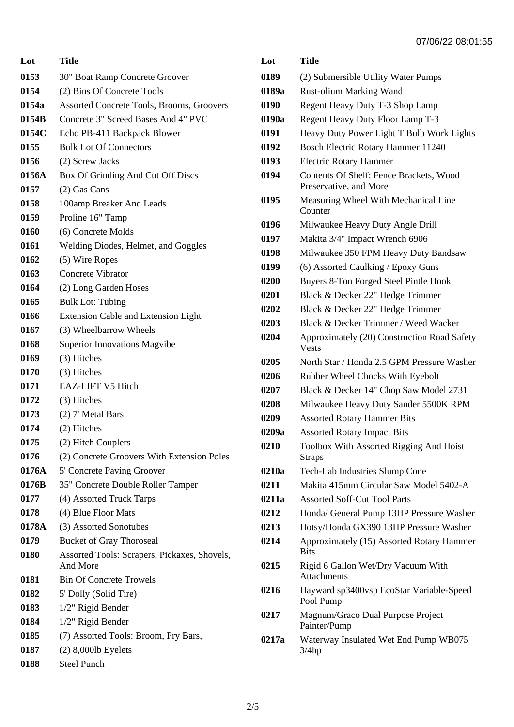| Lot | Title |
|---|---|
| 0153 | 30" Boat Ramp Concrete Groover |
| 0154 | (2) Bins Of Concrete Tools |
| 0154a | Assorted Concrete Tools, Brooms, Groovers |
| 0154B | Concrete 3" Screed Bases And 4" PVC |
| 0154C | Echo PB-411 Backpack Blower |
| 0155 | Bulk Lot Of Connectors |
| 0156 | (2) Screw Jacks |
| 0156A | Box Of Grinding And Cut Off Discs |
| 0157 | (2) Gas Cans |
| 0158 | 100amp Breaker And Leads |
| 0159 | Proline 16" Tamp |
| 0160 | (6) Concrete Molds |
| 0161 | Welding Diodes, Helmet, and Goggles |
| 0162 | (5) Wire Ropes |
| 0163 | Concrete Vibrator |
| 0164 | (2) Long Garden Hoses |
| 0165 | Bulk Lot: Tubing |
| 0166 | Extension Cable and Extension Light |
| 0167 | (3) Wheelbarrow Wheels |
| 0168 | Superior Innovations Magvibe |
| 0169 | (3) Hitches |
| 0170 | (3) Hitches |
| 0171 | EAZ-LIFT V5 Hitch |
| 0172 | (3) Hitches |
| 0173 | (2) 7' Metal Bars |
| 0174 | (2) Hitches |
| 0175 | (2) Hitch Couplers |
| 0176 | (2) Concrete Groovers With Extension Poles |
| 0176A | 5' Concrete Paving Groover |
| 0176B | 35" Concrete Double Roller Tamper |
| 0177 | (4) Assorted Truck Tarps |
| 0178 | (4) Blue Floor Mats |
| 0178A | (3) Assorted Sonotubes |
| 0179 | Bucket of Gray Thoroseal |
| 0180 | Assorted Tools: Scrapers, Pickaxes, Shovels, And More |
| 0181 | Bin Of Concrete Trowels |
| 0182 | 5' Dolly (Solid Tire) |
| 0183 | 1/2" Rigid Bender |
| 0184 | 1/2" Rigid Bender |
| 0185 | (7) Assorted Tools: Broom, Pry Bars, |
| 0187 | (2) 8,000lb Eyelets |
| 0188 | Steel Punch |
| 0189 | (2) Submersible Utility Water Pumps |
| 0189a | Rust-olium Marking Wand |
| 0190 | Regent Heavy Duty T-3 Shop Lamp |
| 0190a | Regent Heavy Duty Floor Lamp T-3 |
| 0191 | Heavy Duty Power Light T Bulb Work Lights |
| 0192 | Bosch Electric Rotary Hammer 11240 |
| 0193 | Electric Rotary Hammer |
| 0194 | Contents Of Shelf: Fence Brackets, Wood Preservative, and More |
| 0195 | Measuring Wheel With Mechanical Line Counter |
| 0196 | Milwaukee Heavy Duty Angle Drill |
| 0197 | Makita 3/4" Impact Wrench 6906 |
| 0198 | Milwaukee 350 FPM Heavy Duty Bandsaw |
| 0199 | (6) Assorted Caulking / Epoxy Guns |
| 0200 | Buyers 8-Ton Forged Steel Pintle Hook |
| 0201 | Black & Decker 22" Hedge Trimmer |
| 0202 | Black & Decker 22" Hedge Trimmer |
| 0203 | Black & Decker Trimmer / Weed Wacker |
| 0204 | Approximately (20) Construction Road Safety Vests |
| 0205 | North Star / Honda 2.5 GPM Pressure Washer |
| 0206 | Rubber Wheel Chocks With Eyebolt |
| 0207 | Black & Decker 14" Chop Saw Model 2731 |
| 0208 | Milwaukee Heavy Duty Sander 5500K RPM |
| 0209 | Assorted Rotary Hammer Bits |
| 0209a | Assorted Rotary Impact Bits |
| 0210 | Toolbox With Assorted Rigging And Hoist Straps |
| 0210a | Tech-Lab Industries Slump Cone |
| 0211 | Makita 415mm Circular Saw Model 5402-A |
| 0211a | Assorted Soff-Cut Tool Parts |
| 0212 | Honda/ General Pump 13HP Pressure Washer |
| 0213 | Hotsy/Honda GX390 13HP Pressure Washer |
| 0214 | Approximately (15) Assorted Rotary Hammer Bits |
| 0215 | Rigid 6 Gallon Wet/Dry Vacuum With Attachments |
| 0216 | Hayward sp3400vsp EcoStar Variable-Speed Pool Pump |
| 0217 | Magnum/Graco Dual Purpose Project Painter/Pump |
| 0217a | Waterway Insulated Wet End Pump WB075 3/4hp |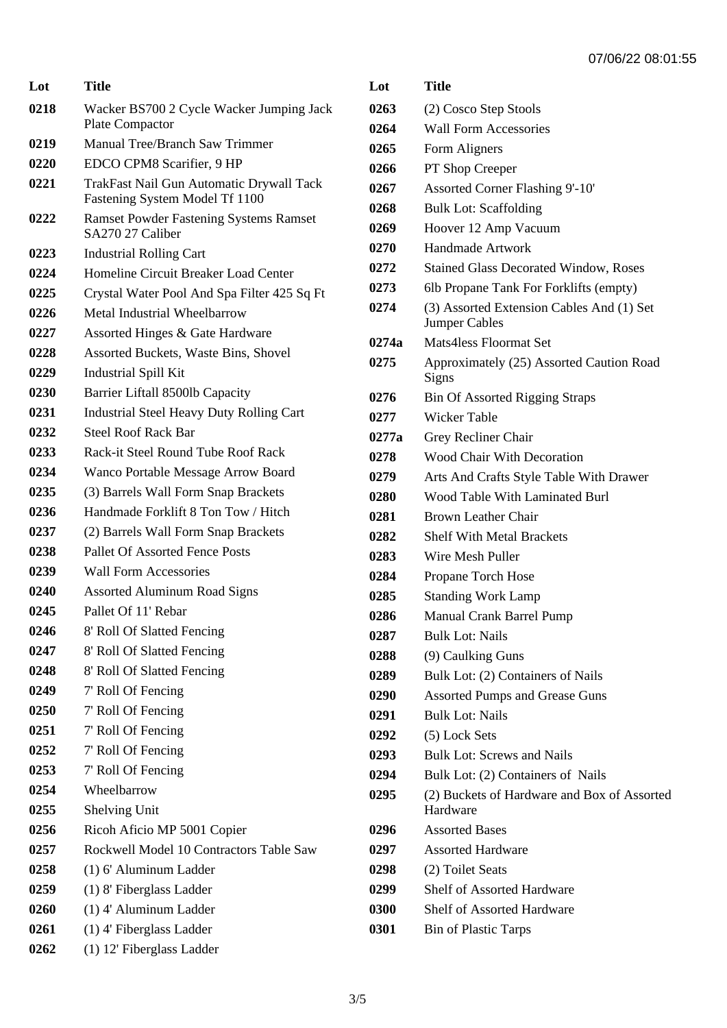| Lot | Title |
|---|---|
| 0218 | Wacker BS700 2 Cycle Wacker Jumping Jack Plate Compactor |
| 0219 | Manual Tree/Branch Saw Trimmer |
| 0220 | EDCO CPM8 Scarifier, 9 HP |
| 0221 | TrakFast Nail Gun Automatic Drywall Tack Fastening System Model Tf 1100 |
| 0222 | Ramset Powder Fastening Systems Ramset SA270 27 Caliber |
| 0223 | Industrial Rolling Cart |
| 0224 | Homeline Circuit Breaker Load Center |
| 0225 | Crystal Water Pool And Spa Filter 425 Sq Ft |
| 0226 | Metal Industrial Wheelbarrow |
| 0227 | Assorted Hinges & Gate Hardware |
| 0228 | Assorted Buckets, Waste Bins, Shovel |
| 0229 | Industrial Spill Kit |
| 0230 | Barrier Liftall 8500lb Capacity |
| 0231 | Industrial Steel Heavy Duty Rolling Cart |
| 0232 | Steel Roof Rack Bar |
| 0233 | Rack-it Steel Round Tube Roof Rack |
| 0234 | Wanco Portable Message Arrow Board |
| 0235 | (3) Barrels Wall Form Snap Brackets |
| 0236 | Handmade Forklift 8 Ton Tow / Hitch |
| 0237 | (2) Barrels Wall Form Snap Brackets |
| 0238 | Pallet Of Assorted Fence Posts |
| 0239 | Wall Form Accessories |
| 0240 | Assorted Aluminum Road Signs |
| 0245 | Pallet Of 11' Rebar |
| 0246 | 8' Roll Of Slatted Fencing |
| 0247 | 8' Roll Of Slatted Fencing |
| 0248 | 8' Roll Of Slatted Fencing |
| 0249 | 7' Roll Of Fencing |
| 0250 | 7' Roll Of Fencing |
| 0251 | 7' Roll Of Fencing |
| 0252 | 7' Roll Of Fencing |
| 0253 | 7' Roll Of Fencing |
| 0254 | Wheelbarrow |
| 0255 | Shelving Unit |
| 0256 | Ricoh Aficio MP 5001 Copier |
| 0257 | Rockwell Model 10 Contractors Table Saw |
| 0258 | (1) 6' Aluminum Ladder |
| 0259 | (1) 8' Fiberglass Ladder |
| 0260 | (1) 4' Aluminum Ladder |
| 0261 | (1) 4' Fiberglass Ladder |
| 0262 | (1) 12' Fiberglass Ladder |
| 0263 | (2) Cosco Step Stools |
| 0264 | Wall Form Accessories |
| 0265 | Form Aligners |
| 0266 | PT Shop Creeper |
| 0267 | Assorted Corner Flashing 9'-10' |
| 0268 | Bulk Lot: Scaffolding |
| 0269 | Hoover 12 Amp Vacuum |
| 0270 | Handmade Artwork |
| 0272 | Stained Glass Decorated Window, Roses |
| 0273 | 6lb Propane Tank For Forklifts (empty) |
| 0274 | (3) Assorted Extension Cables And (1) Set Jumper Cables |
| 0274a | Mats4less Floormat Set |
| 0275 | Approximately (25) Assorted Caution Road Signs |
| 0276 | Bin Of Assorted Rigging Straps |
| 0277 | Wicker Table |
| 0277a | Grey Recliner Chair |
| 0278 | Wood Chair With Decoration |
| 0279 | Arts And Crafts Style Table With Drawer |
| 0280 | Wood Table With Laminated Burl |
| 0281 | Brown Leather Chair |
| 0282 | Shelf With Metal Brackets |
| 0283 | Wire Mesh Puller |
| 0284 | Propane Torch Hose |
| 0285 | Standing Work Lamp |
| 0286 | Manual Crank Barrel Pump |
| 0287 | Bulk Lot: Nails |
| 0288 | (9) Caulking Guns |
| 0289 | Bulk Lot: (2) Containers of Nails |
| 0290 | Assorted Pumps and Grease Guns |
| 0291 | Bulk Lot: Nails |
| 0292 | (5) Lock Sets |
| 0293 | Bulk Lot: Screws and Nails |
| 0294 | Bulk Lot: (2) Containers of Nails |
| 0295 | (2) Buckets of Hardware and Box of Assorted Hardware |
| 0296 | Assorted Bases |
| 0297 | Assorted Hardware |
| 0298 | (2) Toilet Seats |
| 0299 | Shelf of Assorted Hardware |
| 0300 | Shelf of Assorted Hardware |
| 0301 | Bin of Plastic Tarps |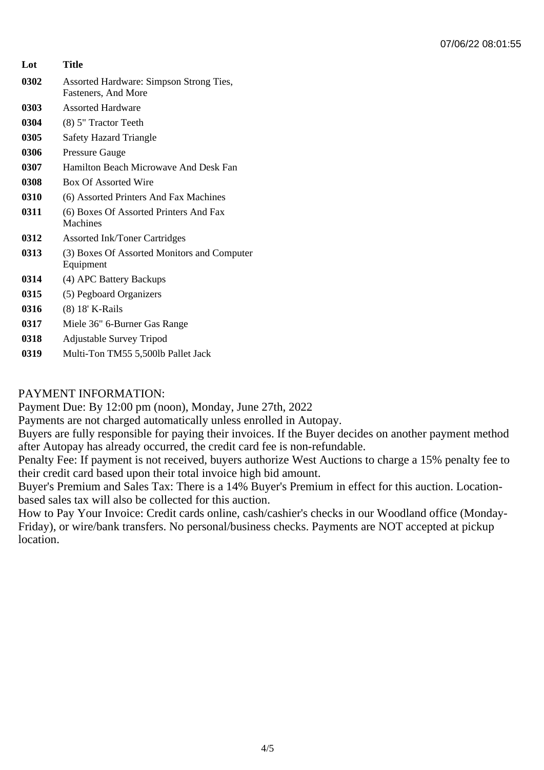| Lot | Title |
|---|---|
| 0302 | Assorted Hardware: Simpson Strong Ties, Fasteners, And More |
| 0303 | Assorted Hardware |
| 0304 | (8) 5" Tractor Teeth |
| 0305 | Safety Hazard Triangle |
| 0306 | Pressure Gauge |
| 0307 | Hamilton Beach Microwave And Desk Fan |
| 0308 | Box Of Assorted Wire |
| 0310 | (6) Assorted Printers And Fax Machines |
| 0311 | (6) Boxes Of Assorted Printers And Fax Machines |
| 0312 | Assorted Ink/Toner Cartridges |
| 0313 | (3) Boxes Of Assorted Monitors and Computer Equipment |
| 0314 | (4) APC Battery Backups |
| 0315 | (5) Pegboard Organizers |
| 0316 | (8) 18' K-Rails |
| 0317 | Miele 36" 6-Burner Gas Range |
| 0318 | Adjustable Survey Tripod |
| 0319 | Multi-Ton TM55 5,500lb Pallet Jack |

PAYMENT INFORMATION:

Payment Due: By 12:00 pm (noon), Monday, June 27th, 2022

Payments are not charged automatically unless enrolled in Autopay.

Buyers are fully responsible for paying their invoices. If the Buyer decides on another payment method after Autopay has already occurred, the credit card fee is non-refundable.

Penalty Fee: If payment is not received, buyers authorize West Auctions to charge a 15% penalty fee to their credit card based upon their total invoice high bid amount.

Buyer's Premium and Sales Tax: There is a 14% Buyer's Premium in effect for this auction. Location-based sales tax will also be collected for this auction.

How to Pay Your Invoice: Credit cards online, cash/cashier's checks in our Woodland office (Monday-Friday), or wire/bank transfers. No personal/business checks. Payments are NOT accepted at pickup location.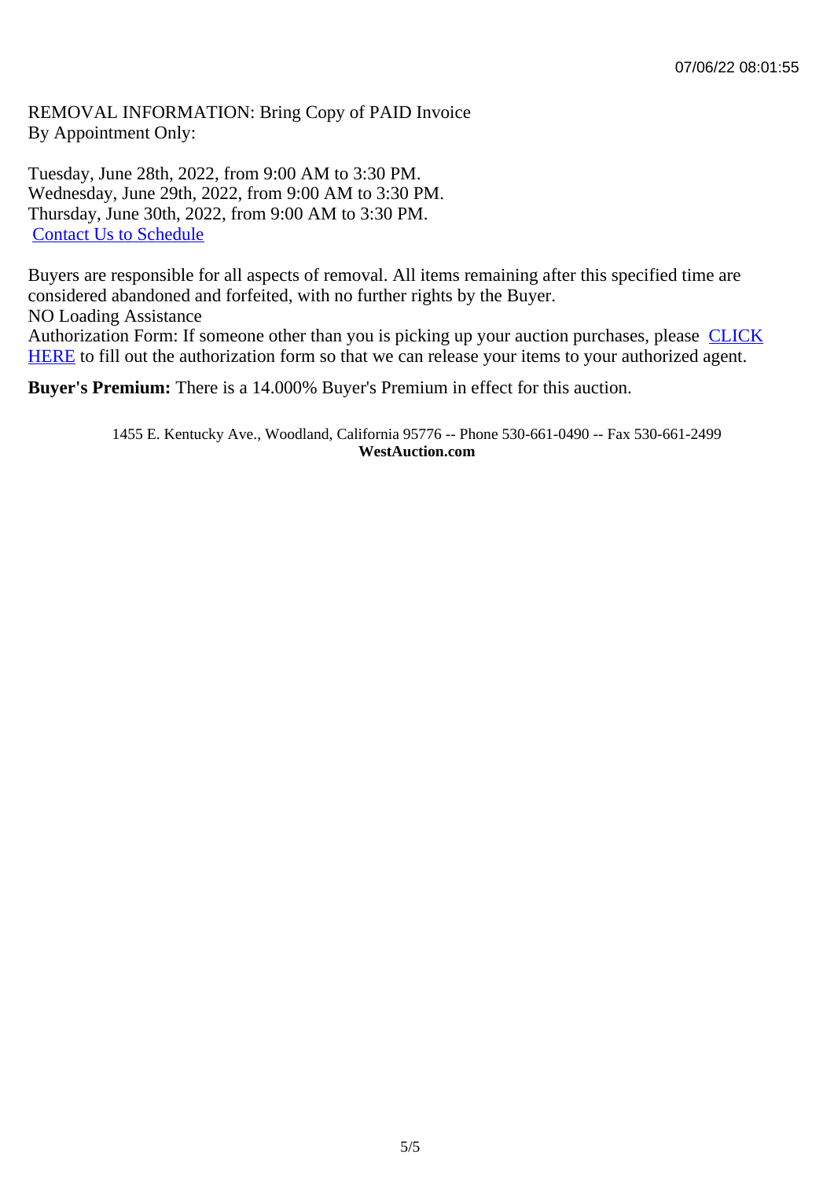REMOVAL INFORMATION: Bring Copy of PAID Invoice
By Appointment Only:

Tuesday, June 28th, 2022, from 9:00 AM to 3:30 PM.
Wednesday, June 29th, 2022, from 9:00 AM to 3:30 PM.
Thursday, June 30th, 2022, from 9:00 AM to 3:30 PM.
Contact Us to Schedule

Buyers are responsible for all aspects of removal. All items remaining after this specified time are considered abandoned and forfeited, with no further rights by the Buyer.
NO Loading Assistance
Authorization Form: If someone other than you is picking up your auction purchases, please CLICK HERE to fill out the authorization form so that we can release your items to your authorized agent.

**Buyer's Premium:** There is a 14.000% Buyer's Premium in effect for this auction.

1455 E. Kentucky Ave., Woodland, California 95776 -- Phone 530-661-0490 -- Fax 530-661-2499
**WestAuction.com**